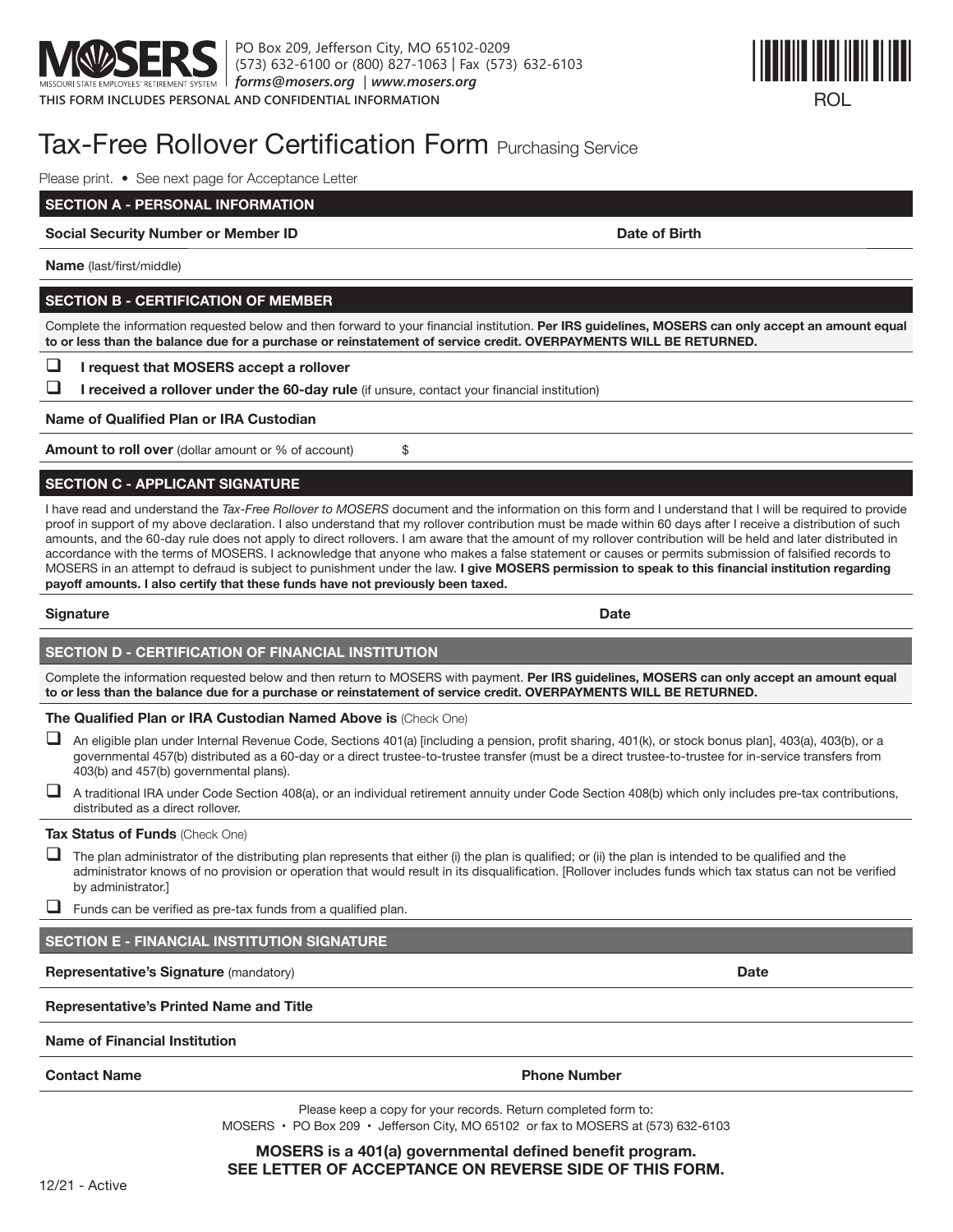MOSERS — MISSOURI STATE EMPLOYEES' RETIREMENT SYSTEM

PO Box 209, Jefferson City, MO 65102-0209
(573) 632-6100 or (800) 827-1063 | Fax (573) 632-6103
*forms@mosers.org* | *www.mosers.org*

**THIS FORM INCLUDES PERSONAL AND CONFIDENTIAL INFORMATION**

ROL

# Tax-Free Rollover Certification Form Purchasing Service

Please print. • See next page for Acceptance Letter

## SECTION A - PERSONAL INFORMATION

**Social Security Number or Member ID** **Date of Birth**

**Name** (last/first/middle)

## SECTION B - CERTIFICATION OF MEMBER

Complete the information requested below and then forward to your financial institution. **Per IRS guidelines, MOSERS can only accept an amount equal to or less than the balance due for a purchase or reinstatement of service credit. OVERPAYMENTS WILL BE RETURNED.**

- ☐ **I request that MOSERS accept a rollover**
- ☐ **I received a rollover under the 60-day rule** (if unsure, contact your financial institution)

**Name of Qualified Plan or IRA Custodian**

**Amount to roll over** (dollar amount or % of account) $

## SECTION C - APPLICANT SIGNATURE

I have read and understand the *Tax-Free Rollover to MOSERS* document and the information on this form and I understand that I will be required to provide proof in support of my above declaration. I also understand that my rollover contribution must be made within 60 days after I receive a distribution of such amounts, and the 60-day rule does not apply to direct rollovers. I am aware that the amount of my rollover contribution will be held and later distributed in accordance with the terms of MOSERS. I acknowledge that anyone who makes a false statement or causes or permits submission of falsified records to MOSERS in an attempt to defraud is subject to punishment under the law. **I give MOSERS permission to speak to this financial institution regarding payoff amounts. I also certify that these funds have not previously been taxed.**

**Signature** **Date**

## SECTION D - CERTIFICATION OF FINANCIAL INSTITUTION

Complete the information requested below and then return to MOSERS with payment. **Per IRS guidelines, MOSERS can only accept an amount equal to or less than the balance due for a purchase or reinstatement of service credit. OVERPAYMENTS WILL BE RETURNED.**

**The Qualified Plan or IRA Custodian Named Above is** (Check One)

- ☐ An eligible plan under Internal Revenue Code, Sections 401(a) [including a pension, profit sharing, 401(k), or stock bonus plan], 403(a), 403(b), or a governmental 457(b) distributed as a 60-day or a direct trustee-to-trustee transfer (must be a direct trustee-to-trustee for in-service transfers from 403(b) and 457(b) governmental plans).
- ☐ A traditional IRA under Code Section 408(a), or an individual retirement annuity under Code Section 408(b) which only includes pre-tax contributions, distributed as a direct rollover.

**Tax Status of Funds** (Check One)

- ☐ The plan administrator of the distributing plan represents that either (i) the plan is qualified; or (ii) the plan is intended to be qualified and the administrator knows of no provision or operation that would result in its disqualification. [Rollover includes funds which tax status can not be verified by administrator.]
- ☐ Funds can be verified as pre-tax funds from a qualified plan.

## SECTION E - FINANCIAL INSTITUTION SIGNATURE

**Representative's Signature** (mandatory) **Date**

**Representative's Printed Name and Title**

**Name of Financial Institution**

**Contact Name** **Phone Number**

Please keep a copy for your records. Return completed form to:
MOSERS • PO Box 209 • Jefferson City, MO 65102 or fax to MOSERS at (573) 632-6103

**MOSERS is a 401(a) governmental defined benefit program.**
**SEE LETTER OF ACCEPTANCE ON REVERSE SIDE OF THIS FORM.**

12/21 - Active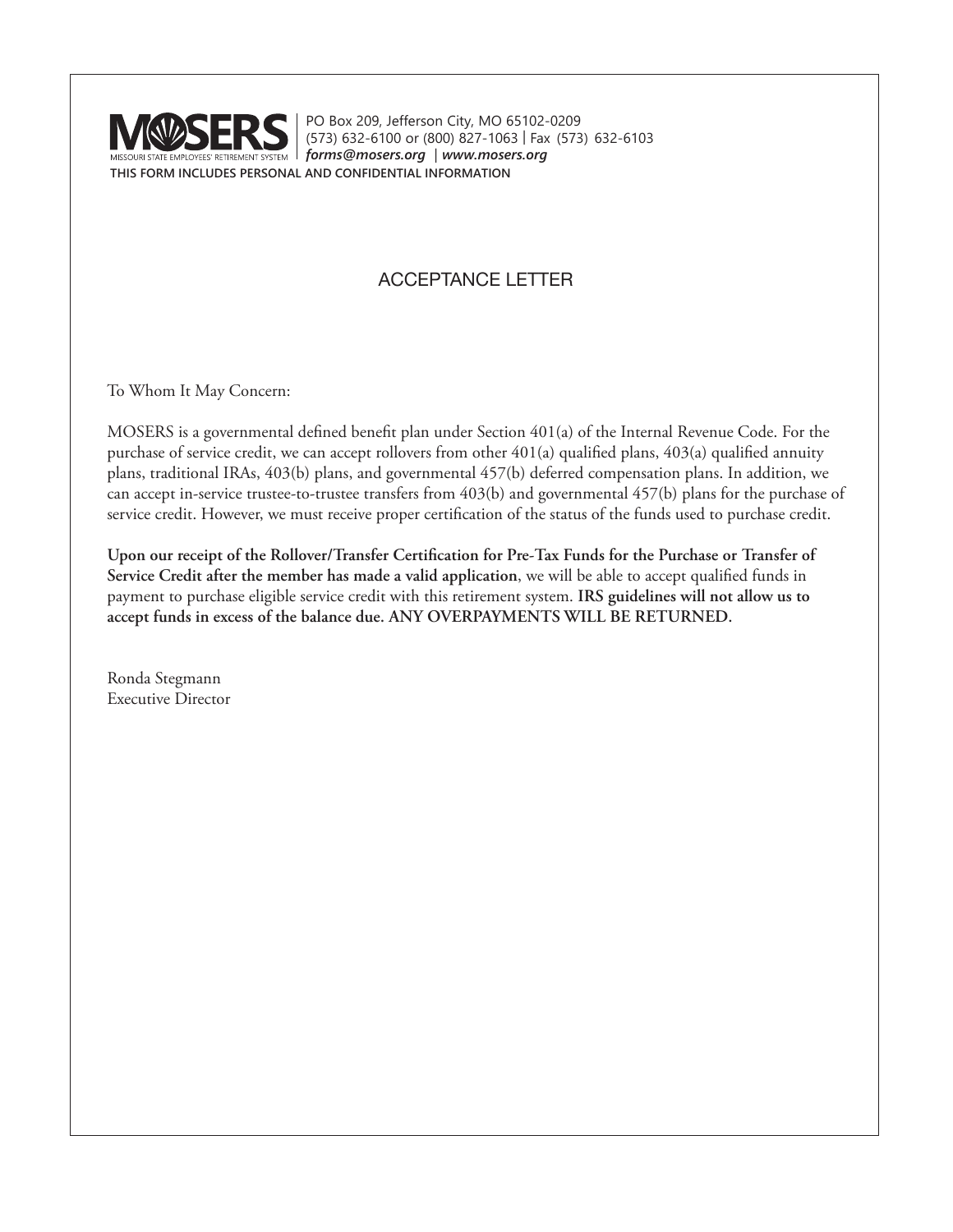**MOSERS** MISSOURI STATE EMPLOYEES' RETIREMENT SYSTEM

PO Box 209, Jefferson City, MO 65102-0209
(573) 632-6100 or (800) 827-1063 | Fax (573) 632-6103
***forms@mosers.org*** | ***www.mosers.org***

**THIS FORM INCLUDES PERSONAL AND CONFIDENTIAL INFORMATION**

# ACCEPTANCE LETTER

To Whom It May Concern:

MOSERS is a governmental defined benefit plan under Section 401(a) of the Internal Revenue Code. For the purchase of service credit, we can accept rollovers from other 401(a) qualified plans, 403(a) qualified annuity plans, traditional IRAs, 403(b) plans, and governmental 457(b) deferred compensation plans. In addition, we can accept in-service trustee-to-trustee transfers from 403(b) and governmental 457(b) plans for the purchase of service credit. However, we must receive proper certification of the status of the funds used to purchase credit.

**Upon our receipt of the Rollover/Transfer Certification for Pre-Tax Funds for the Purchase or Transfer of Service Credit after the member has made a valid application**, we will be able to accept qualified funds in payment to purchase eligible service credit with this retirement system. **IRS guidelines will not allow us to accept funds in excess of the balance due. ANY OVERPAYMENTS WILL BE RETURNED.**

Ronda Stegmann
Executive Director